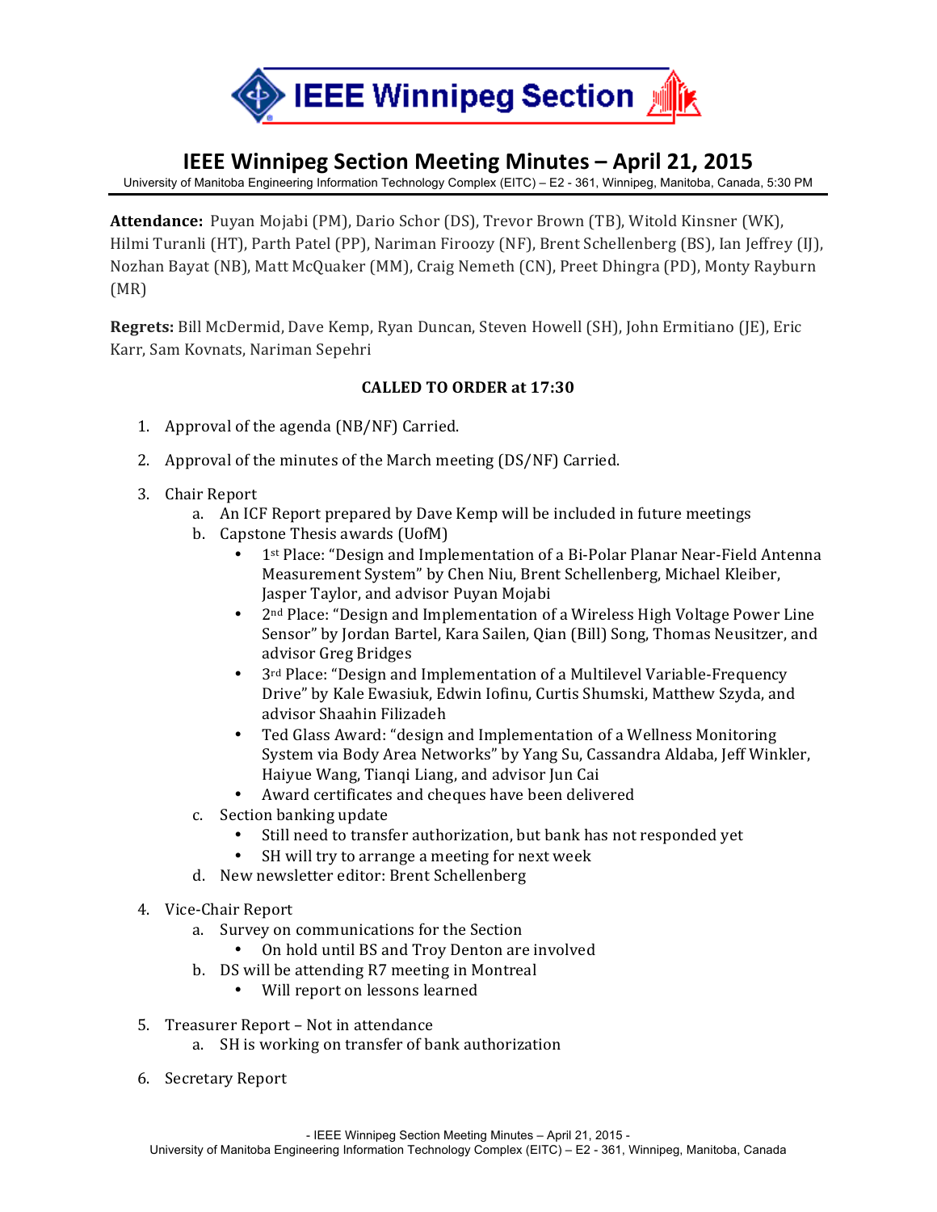# IEEE Winnipeg Section

## IEEE Winnipeg Section Meeting Minutes – April 21, 2015

University of Manitoba Engineering Information Technology Complex (EITC) – E2 - 361, Winnipeg, Manitoba, Canada, 5:30 PM

**Attendance:** Puyan Mojabi (PM), Dario Schor (DS), Trevor Brown (TB), Witold Kinsner (WK), Hilmi Turanli (HT), Parth Patel (PP), Nariman Firoozy (NF), Brent Schellenberg (BS), Ian Jeffrey (IJ), Nozhan Bayat (NB), Matt McQuaker (MM), Craig Nemeth (CN), Preet Dhingra (PD), Monty Rayburn (MR)

**Regrets:** Bill McDermid, Dave Kemp, Ryan Duncan, Steven Howell (SH), John Ermitiano (JE), Eric Karr, Sam Kovnats, Nariman Sepehri

**CALLED TO ORDER at 17:30**

1. Approval of the agenda (NB/NF) Carried.
2. Approval of the minutes of the March meeting (DS/NF) Carried.
3. Chair Report
   a. An ICF Report prepared by Dave Kemp will be included in future meetings
   b. Capstone Thesis awards (UofM)
      - 1st Place: "Design and Implementation of a Bi-Polar Planar Near-Field Antenna Measurement System" by Chen Niu, Brent Schellenberg, Michael Kleiber, Jasper Taylor, and advisor Puyan Mojabi
      - 2nd Place: "Design and Implementation of a Wireless High Voltage Power Line Sensor" by Jordan Bartel, Kara Sailen, Qian (Bill) Song, Thomas Neusitzer, and advisor Greg Bridges
      - 3rd Place: "Design and Implementation of a Multilevel Variable-Frequency Drive" by Kale Ewasiuk, Edwin Iofinu, Curtis Shumski, Matthew Szyda, and advisor Shaahin Filizadeh
      - Ted Glass Award: "design and Implementation of a Wellness Monitoring System via Body Area Networks" by Yang Su, Cassandra Aldaba, Jeff Winkler, Haiyue Wang, Tianqi Liang, and advisor Jun Cai
      - Award certificates and cheques have been delivered
   c. Section banking update
      - Still need to transfer authorization, but bank has not responded yet
      - SH will try to arrange a meeting for next week
   d. New newsletter editor: Brent Schellenberg
4. Vice-Chair Report
   a. Survey on communications for the Section
      - On hold until BS and Troy Denton are involved
   b. DS will be attending R7 meeting in Montreal
      - Will report on lessons learned
5. Treasurer Report – Not in attendance
   a. SH is working on transfer of bank authorization
6. Secretary Report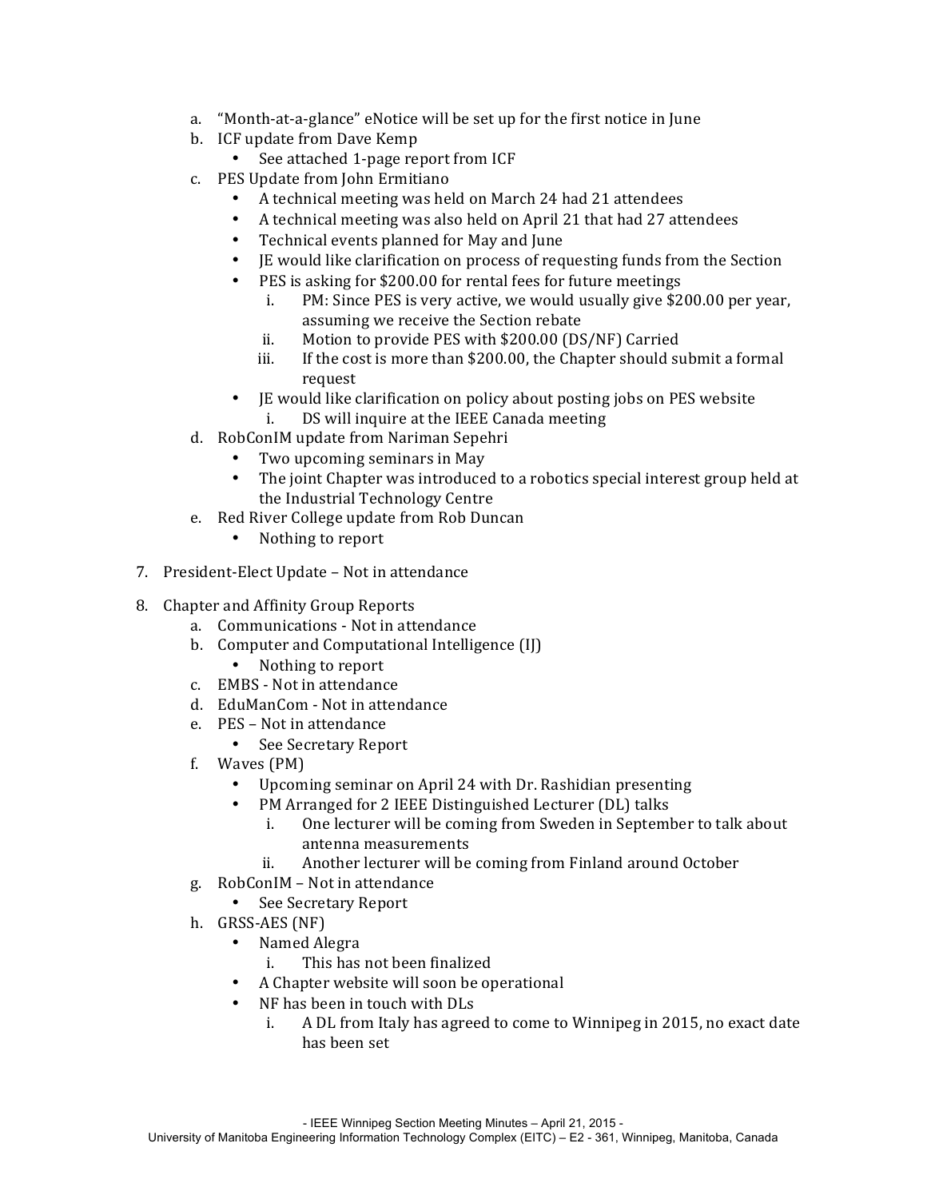a. "Month-at-a-glance" eNotice will be set up for the first notice in June
b. ICF update from Dave Kemp
    - See attached 1-page report from ICF
c. PES Update from John Ermitiano
    - A technical meeting was held on March 24 had 21 attendees
    - A technical meeting was also held on April 21 that had 27 attendees
    - Technical events planned for May and June
    - JE would like clarification on process of requesting funds from the Section
    - PES is asking for $200.00 for rental fees for future meetings
        i. PM: Since PES is very active, we would usually give $200.00 per year, assuming we receive the Section rebate
        ii. Motion to provide PES with $200.00 (DS/NF) Carried
        iii. If the cost is more than $200.00, the Chapter should submit a formal request
    - JE would like clarification on policy about posting jobs on PES website
        i. DS will inquire at the IEEE Canada meeting
d. RobConIM update from Nariman Sepehri
    - Two upcoming seminars in May
    - The joint Chapter was introduced to a robotics special interest group held at the Industrial Technology Centre
e. Red River College update from Rob Duncan
    - Nothing to report

7. President-Elect Update – Not in attendance

8. Chapter and Affinity Group Reports
    a. Communications - Not in attendance
    b. Computer and Computational Intelligence (IJ)
        - Nothing to report
    c. EMBS - Not in attendance
    d. EduManCom - Not in attendance
    e. PES – Not in attendance
        - See Secretary Report
    f. Waves (PM)
        - Upcoming seminar on April 24 with Dr. Rashidian presenting
        - PM Arranged for 2 IEEE Distinguished Lecturer (DL) talks
            i. One lecturer will be coming from Sweden in September to talk about antenna measurements
            ii. Another lecturer will be coming from Finland around October
    g. RobConIM – Not in attendance
        - See Secretary Report
    h. GRSS-AES (NF)
        - Named Alegra
            i. This has not been finalized
        - A Chapter website will soon be operational
        - NF has been in touch with DLs
            i. A DL from Italy has agreed to come to Winnipeg in 2015, no exact date has been set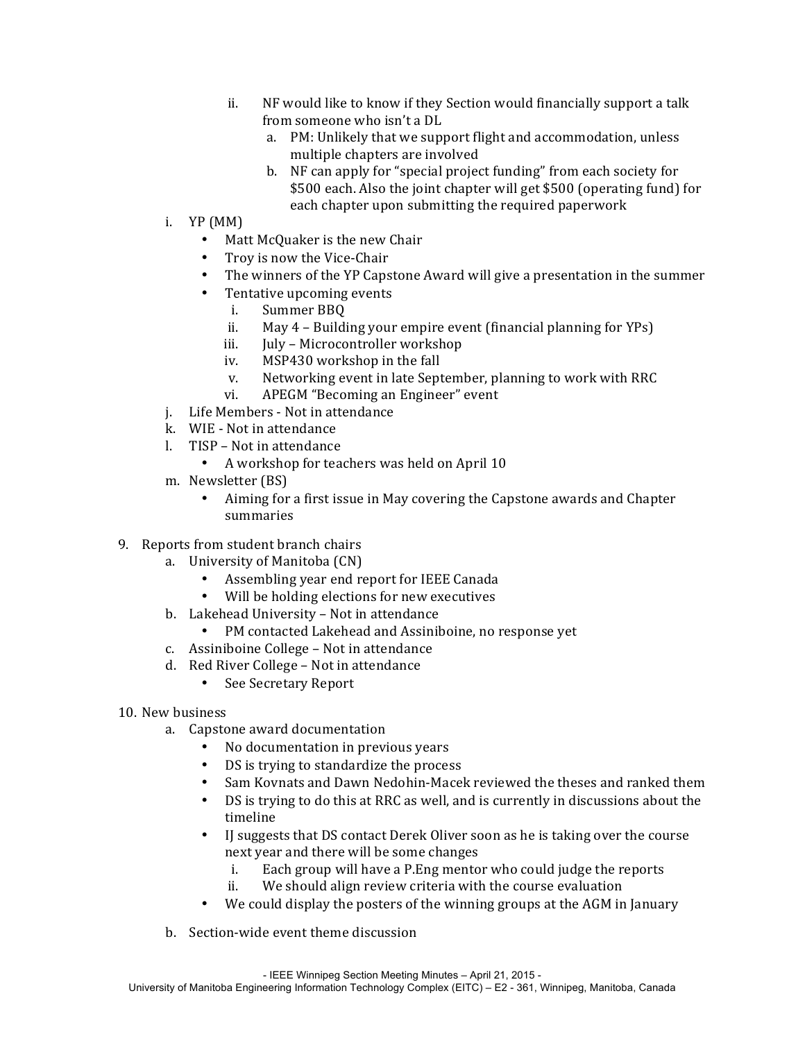ii. NF would like to know if they Section would financially support a talk from someone who isn't a DL
      a. PM: Unlikely that we support flight and accommodation, unless multiple chapters are involved
      b. NF can apply for "special project funding" from each society for $500 each. Also the joint chapter will get $500 (operating fund) for each chapter upon submitting the required paperwork

   i. YP (MM)
      - Matt McQuaker is the new Chair
      - Troy is now the Vice-Chair
      - The winners of the YP Capstone Award will give a presentation in the summer
      - Tentative upcoming events
         i. Summer BBQ
         ii. May 4 – Building your empire event (financial planning for YPs)
         iii. July – Microcontroller workshop
         iv. MSP430 workshop in the fall
         v. Networking event in late September, planning to work with RRC
         vi. APEGM "Becoming an Engineer" event

   j. Life Members - Not in attendance

   k. WIE - Not in attendance

   l. TISP – Not in attendance
      - A workshop for teachers was held on April 10

   m. Newsletter (BS)
      - Aiming for a first issue in May covering the Capstone awards and Chapter summaries

9. Reports from student branch chairs
   a. University of Manitoba (CN)
      - Assembling year end report for IEEE Canada
      - Will be holding elections for new executives
   b. Lakehead University – Not in attendance
      - PM contacted Lakehead and Assiniboine, no response yet
   c. Assiniboine College – Not in attendance
   d. Red River College – Not in attendance
      - See Secretary Report

10. New business
   a. Capstone award documentation
      - No documentation in previous years
      - DS is trying to standardize the process
      - Sam Kovnats and Dawn Nedohin-Macek reviewed the theses and ranked them
      - DS is trying to do this at RRC as well, and is currently in discussions about the timeline
      - IJ suggests that DS contact Derek Oliver soon as he is taking over the course next year and there will be some changes
         i. Each group will have a P.Eng mentor who could judge the reports
         ii. We should align review criteria with the course evaluation
      - We could display the posters of the winning groups at the AGM in January

   b. Section-wide event theme discussion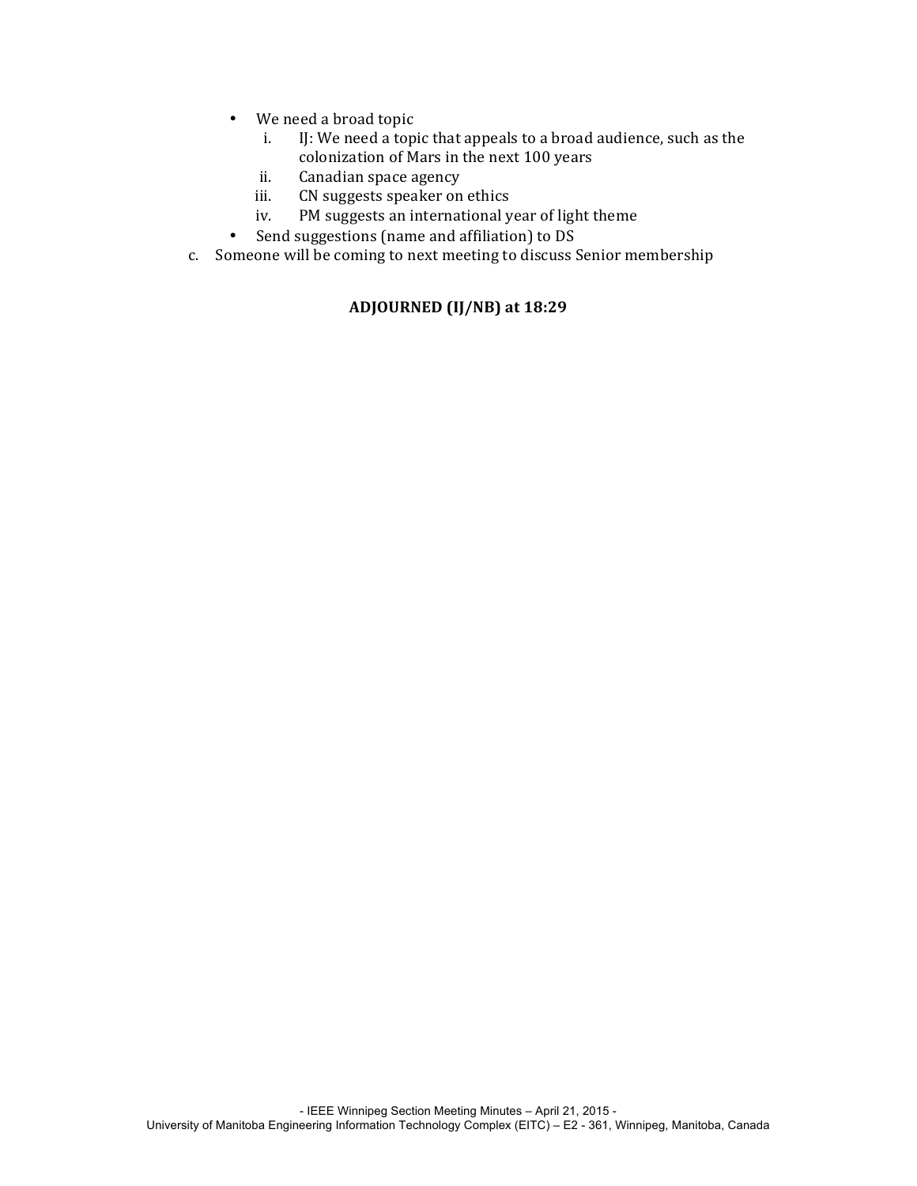- We need a broad topic
    i. IJ: We need a topic that appeals to a broad audience, such as the colonization of Mars in the next 100 years
    ii. Canadian space agency
    iii. CN suggests speaker on ethics
    iv. PM suggests an international year of light theme
- Send suggestions (name and affiliation) to DS

c. Someone will be coming to next meeting to discuss Senior membership

**ADJOURNED (IJ/NB) at 18:29**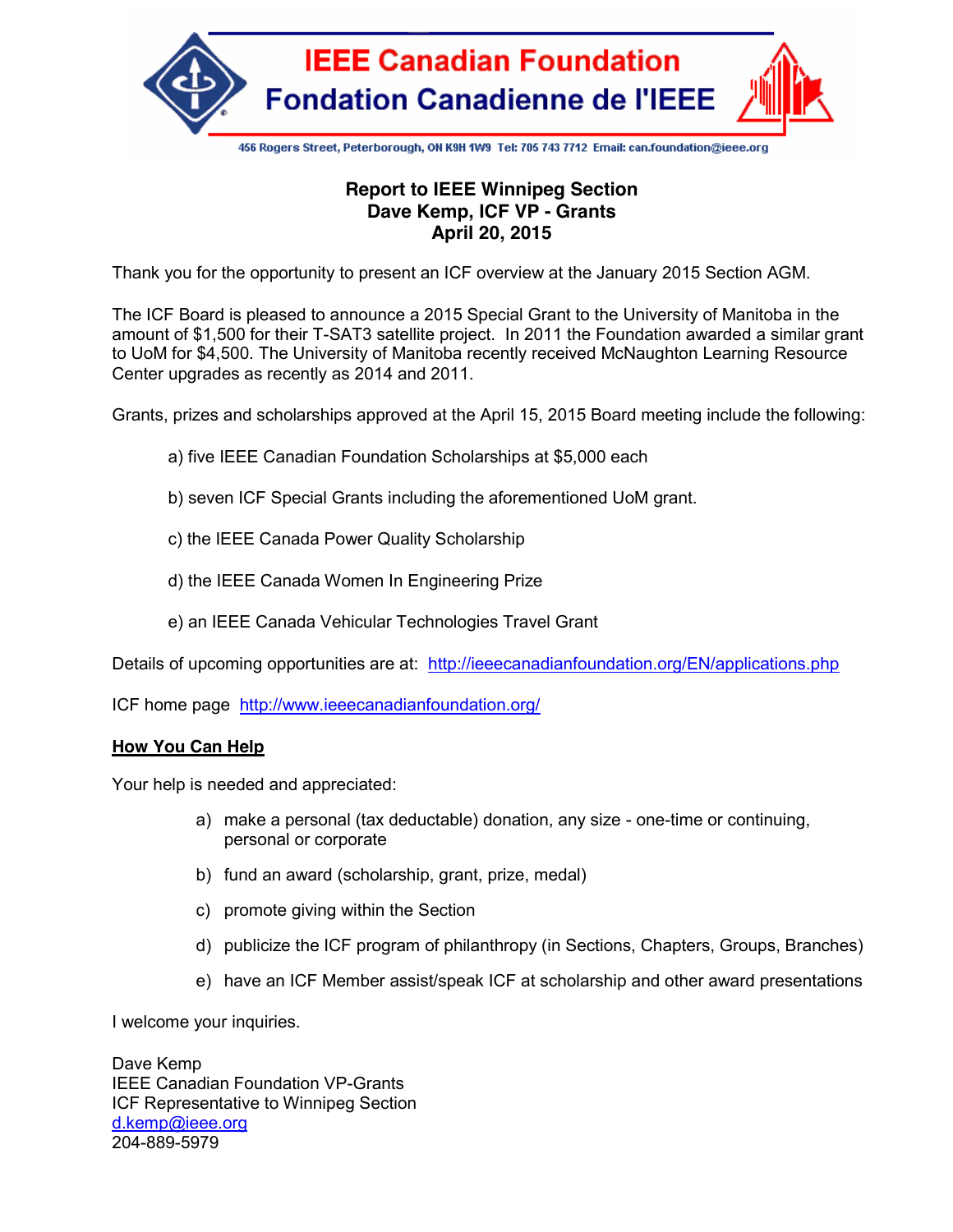# IEEE Canadian Foundation
# Fondation Canadienne de l'IEEE

456 Rogers Street, Peterborough, ON K9H 1W9 Tel: 705 743 7712 Email: can.foundation@ieee.org

**Report to IEEE Winnipeg Section**
**Dave Kemp, ICF VP - Grants**
**April 20, 2015**

Thank you for the opportunity to present an ICF overview at the January 2015 Section AGM.

The ICF Board is pleased to announce a 2015 Special Grant to the University of Manitoba in the amount of $1,500 for their T-SAT3 satellite project. In 2011 the Foundation awarded a similar grant to UoM for $4,500. The University of Manitoba recently received McNaughton Learning Resource Center upgrades as recently as 2014 and 2011.

Grants, prizes and scholarships approved at the April 15, 2015 Board meeting include the following:

a) five IEEE Canadian Foundation Scholarships at $5,000 each

b) seven ICF Special Grants including the aforementioned UoM grant.

c) the IEEE Canada Power Quality Scholarship

d) the IEEE Canada Women In Engineering Prize

e) an IEEE Canada Vehicular Technologies Travel Grant

Details of upcoming opportunities are at: http://ieeecanadianfoundation.org/EN/applications.php

ICF home page http://www.ieeecanadianfoundation.org/

**How You Can Help**

Your help is needed and appreciated:

a) make a personal (tax deductable) donation, any size - one-time or continuing, personal or corporate

b) fund an award (scholarship, grant, prize, medal)

c) promote giving within the Section

d) publicize the ICF program of philanthropy (in Sections, Chapters, Groups, Branches)

e) have an ICF Member assist/speak ICF at scholarship and other award presentations

I welcome your inquiries.

Dave Kemp
IEEE Canadian Foundation VP-Grants
ICF Representative to Winnipeg Section
d.kemp@ieee.org
204-889-5979